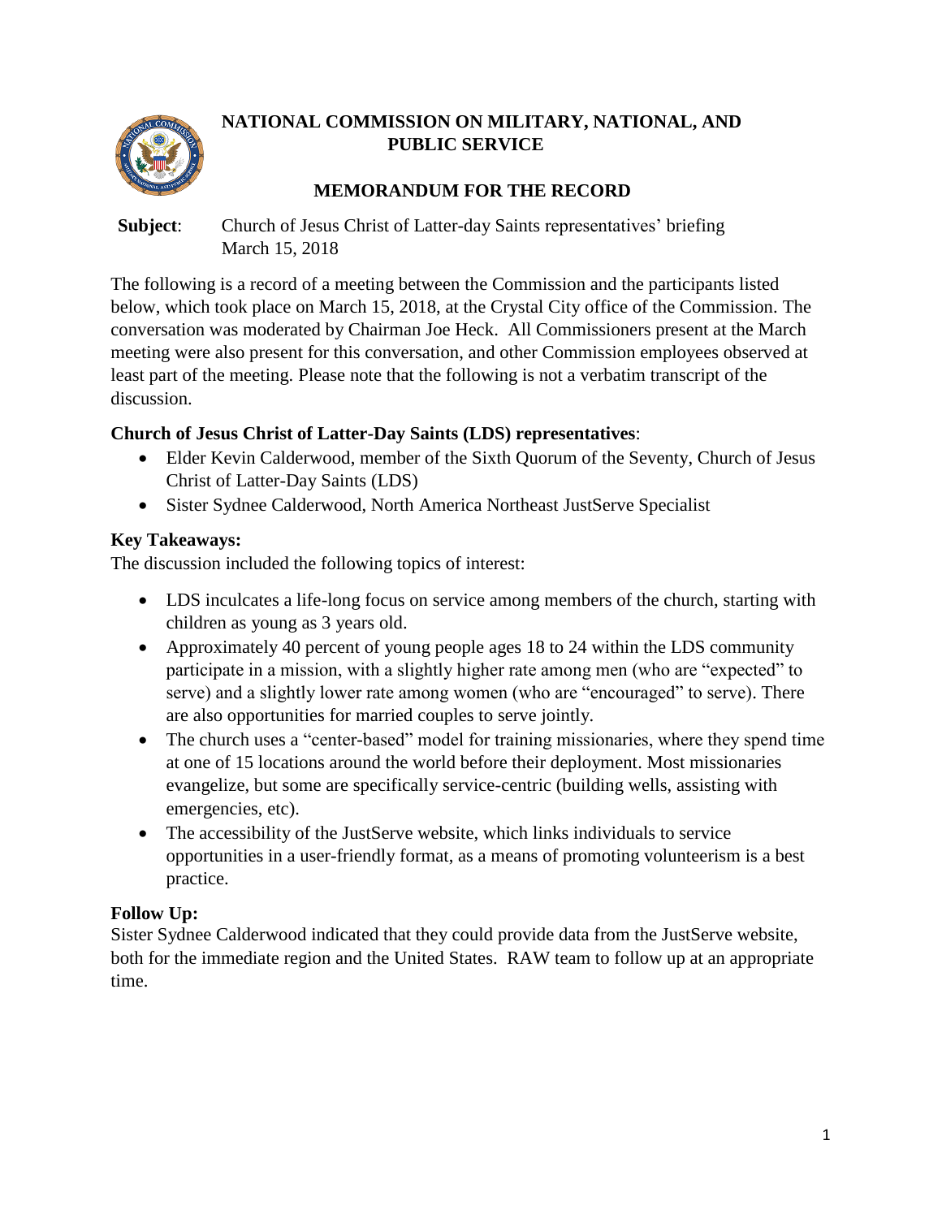# NATIONAL COMMISSION ON MILITARY, NATIONAL, AND PUBLIC SERVICE

## MEMORANDUM FOR THE RECORD

**Subject**: Church of Jesus Christ of Latter-day Saints representatives' briefing March 15, 2018

The following is a record of a meeting between the Commission and the participants listed below, which took place on March 15, 2018, at the Crystal City office of the Commission. The conversation was moderated by Chairman Joe Heck. All Commissioners present at the March meeting were also present for this conversation, and other Commission employees observed at least part of the meeting. Please note that the following is not a verbatim transcript of the discussion.

**Church of Jesus Christ of Latter-Day Saints (LDS) representatives**:

- Elder Kevin Calderwood, member of the Sixth Quorum of the Seventy, Church of Jesus Christ of Latter-Day Saints (LDS)
- Sister Sydnee Calderwood, North America Northeast JustServe Specialist

**Key Takeaways:**

The discussion included the following topics of interest:

- LDS inculcates a life-long focus on service among members of the church, starting with children as young as 3 years old.
- Approximately 40 percent of young people ages 18 to 24 within the LDS community participate in a mission, with a slightly higher rate among men (who are "expected" to serve) and a slightly lower rate among women (who are "encouraged" to serve). There are also opportunities for married couples to serve jointly.
- The church uses a "center-based" model for training missionaries, where they spend time at one of 15 locations around the world before their deployment. Most missionaries evangelize, but some are specifically service-centric (building wells, assisting with emergencies, etc).
- The accessibility of the JustServe website, which links individuals to service opportunities in a user-friendly format, as a means of promoting volunteerism is a best practice.

**Follow Up:**

Sister Sydnee Calderwood indicated that they could provide data from the JustServe website, both for the immediate region and the United States. RAW team to follow up at an appropriate time.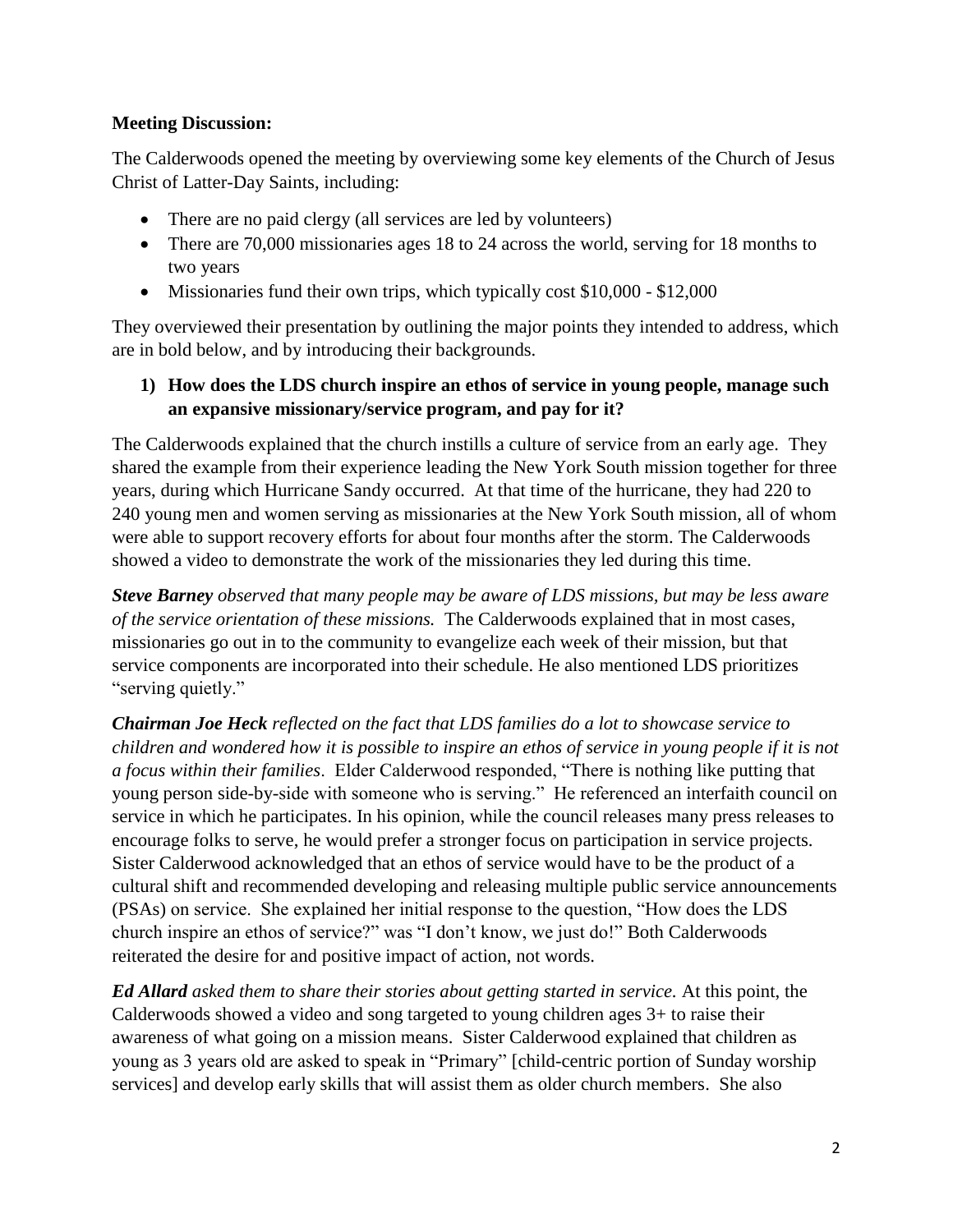**Meeting Discussion:**

The Calderwoods opened the meeting by overviewing some key elements of the Church of Jesus Christ of Latter-Day Saints, including:

- There are no paid clergy (all services are led by volunteers)
- There are 70,000 missionaries ages 18 to 24 across the world, serving for 18 months to two years
- Missionaries fund their own trips, which typically cost $10,000 - $12,000

They overviewed their presentation by outlining the major points they intended to address, which are in bold below, and by introducing their backgrounds.

**1) How does the LDS church inspire an ethos of service in young people, manage such an expansive missionary/service program, and pay for it?**

The Calderwoods explained that the church instills a culture of service from an early age. They shared the example from their experience leading the New York South mission together for three years, during which Hurricane Sandy occurred. At that time of the hurricane, they had 220 to 240 young men and women serving as missionaries at the New York South mission, all of whom were able to support recovery efforts for about four months after the storm. The Calderwoods showed a video to demonstrate the work of the missionaries they led during this time.

***Steve Barney*** *observed that many people may be aware of LDS missions, but may be less aware of the service orientation of these missions.* The Calderwoods explained that in most cases, missionaries go out in to the community to evangelize each week of their mission, but that service components are incorporated into their schedule. He also mentioned LDS prioritizes "serving quietly."

***Chairman Joe Heck*** *reflected on the fact that LDS families do a lot to showcase service to children and wondered how it is possible to inspire an ethos of service in young people if it is not a focus within their families*. Elder Calderwood responded, "There is nothing like putting that young person side-by-side with someone who is serving." He referenced an interfaith council on service in which he participates. In his opinion, while the council releases many press releases to encourage folks to serve, he would prefer a stronger focus on participation in service projects. Sister Calderwood acknowledged that an ethos of service would have to be the product of a cultural shift and recommended developing and releasing multiple public service announcements (PSAs) on service. She explained her initial response to the question, "How does the LDS church inspire an ethos of service?" was "I don't know, we just do!" Both Calderwoods reiterated the desire for and positive impact of action, not words.

***Ed Allard*** *asked them to share their stories about getting started in service.* At this point, the Calderwoods showed a video and song targeted to young children ages 3+ to raise their awareness of what going on a mission means. Sister Calderwood explained that children as young as 3 years old are asked to speak in "Primary" [child-centric portion of Sunday worship services] and develop early skills that will assist them as older church members. She also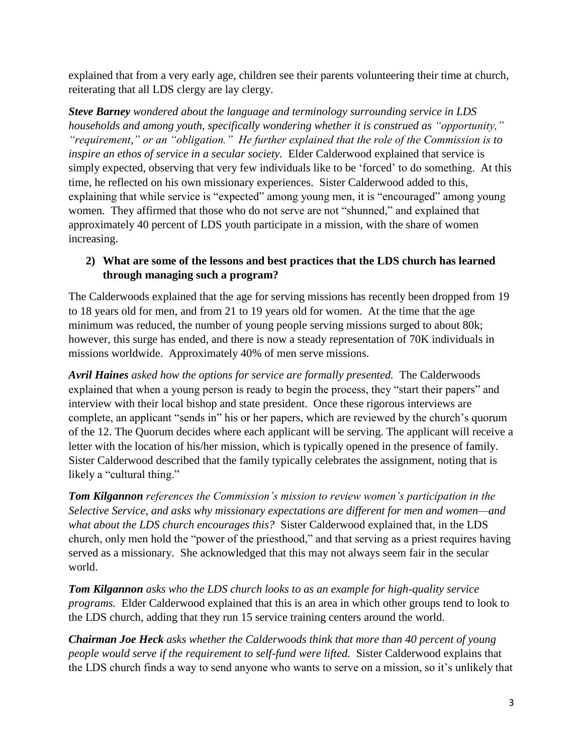explained that from a very early age, children see their parents volunteering their time at church, reiterating that all LDS clergy are lay clergy.

***Steve Barney*** *wondered about the language and terminology surrounding service in LDS households and among youth, specifically wondering whether it is construed as "opportunity," "requirement," or an "obligation." He further explained that the role of the Commission is to inspire an ethos of service in a secular society.* Elder Calderwood explained that service is simply expected, observing that very few individuals like to be 'forced' to do something. At this time, he reflected on his own missionary experiences. Sister Calderwood added to this, explaining that while service is "expected" among young men, it is "encouraged" among young women. They affirmed that those who do not serve are not "shunned," and explained that approximately 40 percent of LDS youth participate in a mission, with the share of women increasing.

2) **What are some of the lessons and best practices that the LDS church has learned through managing such a program?**

The Calderwoods explained that the age for serving missions has recently been dropped from 19 to 18 years old for men, and from 21 to 19 years old for women. At the time that the age minimum was reduced, the number of young people serving missions surged to about 80k; however, this surge has ended, and there is now a steady representation of 70K individuals in missions worldwide. Approximately 40% of men serve missions.

***Avril Haines*** *asked how the options for service are formally presented.* The Calderwoods explained that when a young person is ready to begin the process, they "start their papers" and interview with their local bishop and state president. Once these rigorous interviews are complete, an applicant "sends in" his or her papers, which are reviewed by the church's quorum of the 12. The Quorum decides where each applicant will be serving. The applicant will receive a letter with the location of his/her mission, which is typically opened in the presence of family. Sister Calderwood described that the family typically celebrates the assignment, noting that is likely a "cultural thing."

***Tom Kilgannon*** *references the Commission's mission to review women's participation in the Selective Service, and asks why missionary expectations are different for men and women—and what about the LDS church encourages this?* Sister Calderwood explained that, in the LDS church, only men hold the "power of the priesthood," and that serving as a priest requires having served as a missionary. She acknowledged that this may not always seem fair in the secular world.

***Tom Kilgannon*** *asks who the LDS church looks to as an example for high-quality service programs.* Elder Calderwood explained that this is an area in which other groups tend to look to the LDS church, adding that they run 15 service training centers around the world.

***Chairman Joe Heck*** *asks whether the Calderwoods think that more than 40 percent of young people would serve if the requirement to self-fund were lifted.* Sister Calderwood explains that the LDS church finds a way to send anyone who wants to serve on a mission, so it's unlikely that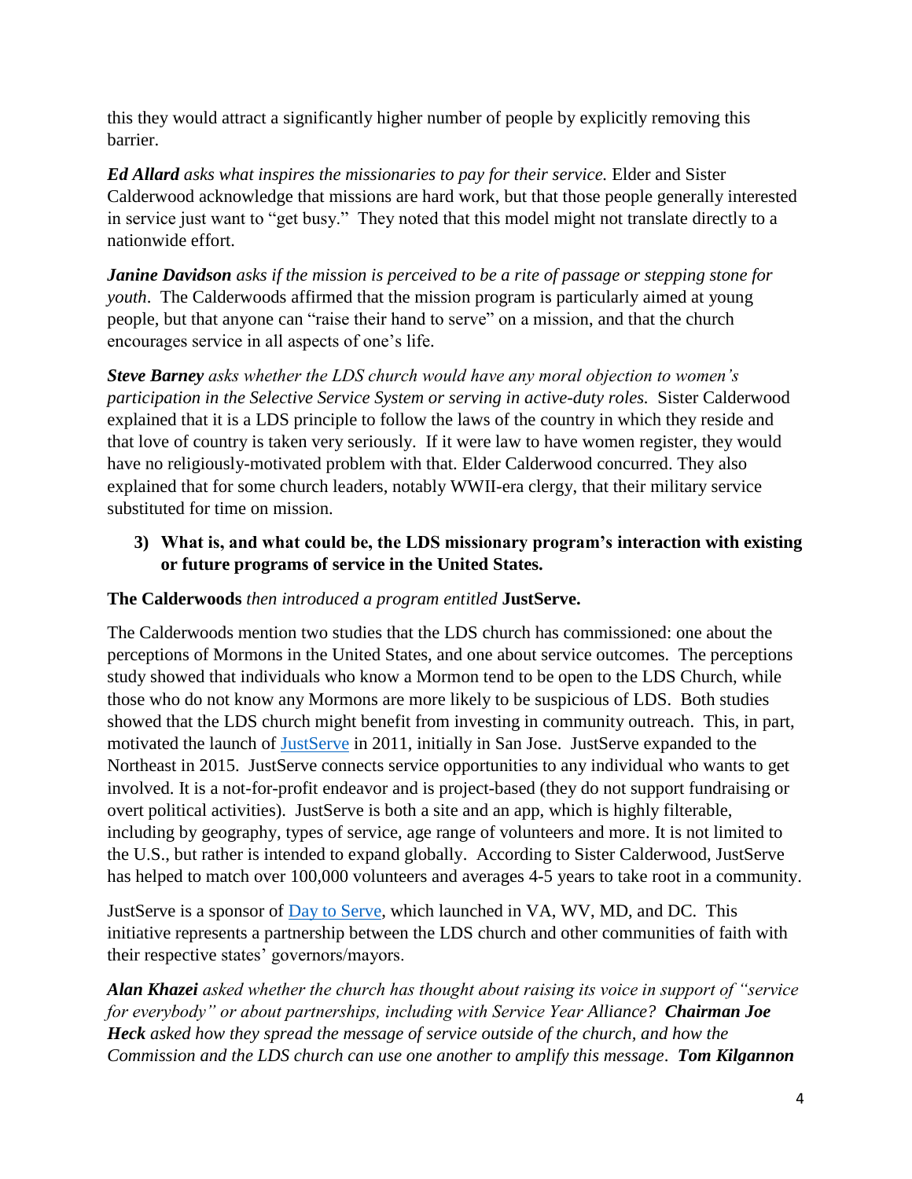this they would attract a significantly higher number of people by explicitly removing this barrier.

***Ed Allard*** *asks what inspires the missionaries to pay for their service.* Elder and Sister Calderwood acknowledge that missions are hard work, but that those people generally interested in service just want to "get busy." They noted that this model might not translate directly to a nationwide effort.

***Janine Davidson*** *asks if the mission is perceived to be a rite of passage or stepping stone for youth*. The Calderwoods affirmed that the mission program is particularly aimed at young people, but that anyone can "raise their hand to serve" on a mission, and that the church encourages service in all aspects of one's life.

***Steve Barney*** *asks whether the LDS church would have any moral objection to women's participation in the Selective Service System or serving in active-duty roles.* Sister Calderwood explained that it is a LDS principle to follow the laws of the country in which they reside and that love of country is taken very seriously. If it were law to have women register, they would have no religiously-motivated problem with that. Elder Calderwood concurred. They also explained that for some church leaders, notably WWII-era clergy, that their military service substituted for time on mission.

**3) What is, and what could be, the LDS missionary program's interaction with existing or future programs of service in the United States.**

**The Calderwoods** *then introduced a program entitled* **JustServe.**

The Calderwoods mention two studies that the LDS church has commissioned: one about the perceptions of Mormons in the United States, and one about service outcomes. The perceptions study showed that individuals who know a Mormon tend to be open to the LDS Church, while those who do not know any Mormons are more likely to be suspicious of LDS. Both studies showed that the LDS church might benefit from investing in community outreach. This, in part, motivated the launch of JustServe in 2011, initially in San Jose. JustServe expanded to the Northeast in 2015. JustServe connects service opportunities to any individual who wants to get involved. It is a not-for-profit endeavor and is project-based (they do not support fundraising or overt political activities). JustServe is both a site and an app, which is highly filterable, including by geography, types of service, age range of volunteers and more. It is not limited to the U.S., but rather is intended to expand globally. According to Sister Calderwood, JustServe has helped to match over 100,000 volunteers and averages 4-5 years to take root in a community.

JustServe is a sponsor of Day to Serve, which launched in VA, WV, MD, and DC. This initiative represents a partnership between the LDS church and other communities of faith with their respective states' governors/mayors.

***Alan Khazei*** *asked whether the church has thought about raising its voice in support of "service for everybody" or about partnerships, including with Service Year Alliance?* ***Chairman Joe Heck*** *asked how they spread the message of service outside of the church, and how the Commission and the LDS church can use one another to amplify this message*. ***Tom Kilgannon***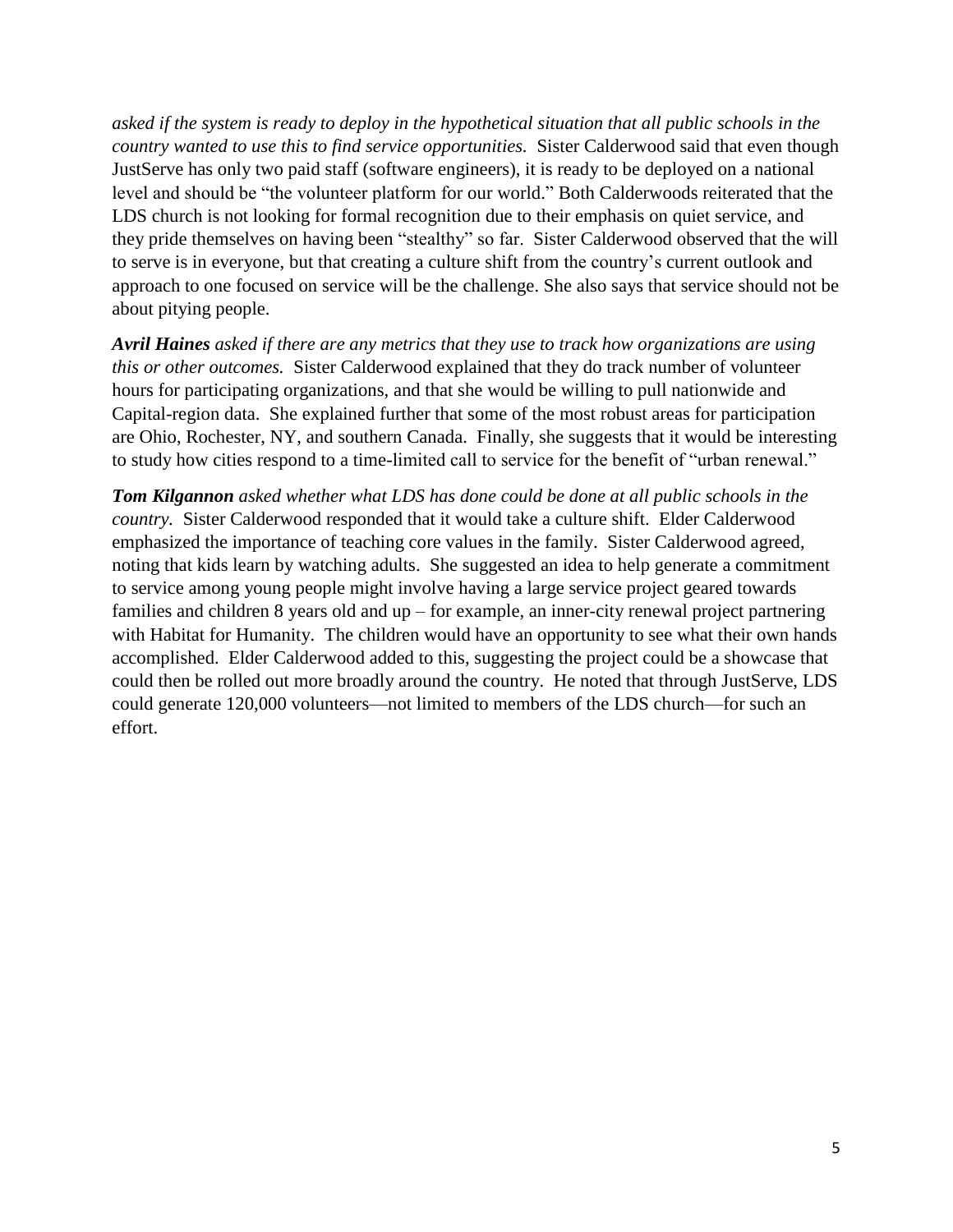*asked if the system is ready to deploy in the hypothetical situation that all public schools in the country wanted to use this to find service opportunities.* Sister Calderwood said that even though JustServe has only two paid staff (software engineers), it is ready to be deployed on a national level and should be "the volunteer platform for our world." Both Calderwoods reiterated that the LDS church is not looking for formal recognition due to their emphasis on quiet service, and they pride themselves on having been "stealthy" so far. Sister Calderwood observed that the will to serve is in everyone, but that creating a culture shift from the country's current outlook and approach to one focused on service will be the challenge. She also says that service should not be about pitying people.

***Avril Haines*** *asked if there are any metrics that they use to track how organizations are using this or other outcomes.* Sister Calderwood explained that they do track number of volunteer hours for participating organizations, and that she would be willing to pull nationwide and Capital-region data. She explained further that some of the most robust areas for participation are Ohio, Rochester, NY, and southern Canada. Finally, she suggests that it would be interesting to study how cities respond to a time-limited call to service for the benefit of "urban renewal."

***Tom Kilgannon*** *asked whether what LDS has done could be done at all public schools in the country.* Sister Calderwood responded that it would take a culture shift. Elder Calderwood emphasized the importance of teaching core values in the family. Sister Calderwood agreed, noting that kids learn by watching adults. She suggested an idea to help generate a commitment to service among young people might involve having a large service project geared towards families and children 8 years old and up – for example, an inner-city renewal project partnering with Habitat for Humanity. The children would have an opportunity to see what their own hands accomplished. Elder Calderwood added to this, suggesting the project could be a showcase that could then be rolled out more broadly around the country. He noted that through JustServe, LDS could generate 120,000 volunteers—not limited to members of the LDS church—for such an effort.